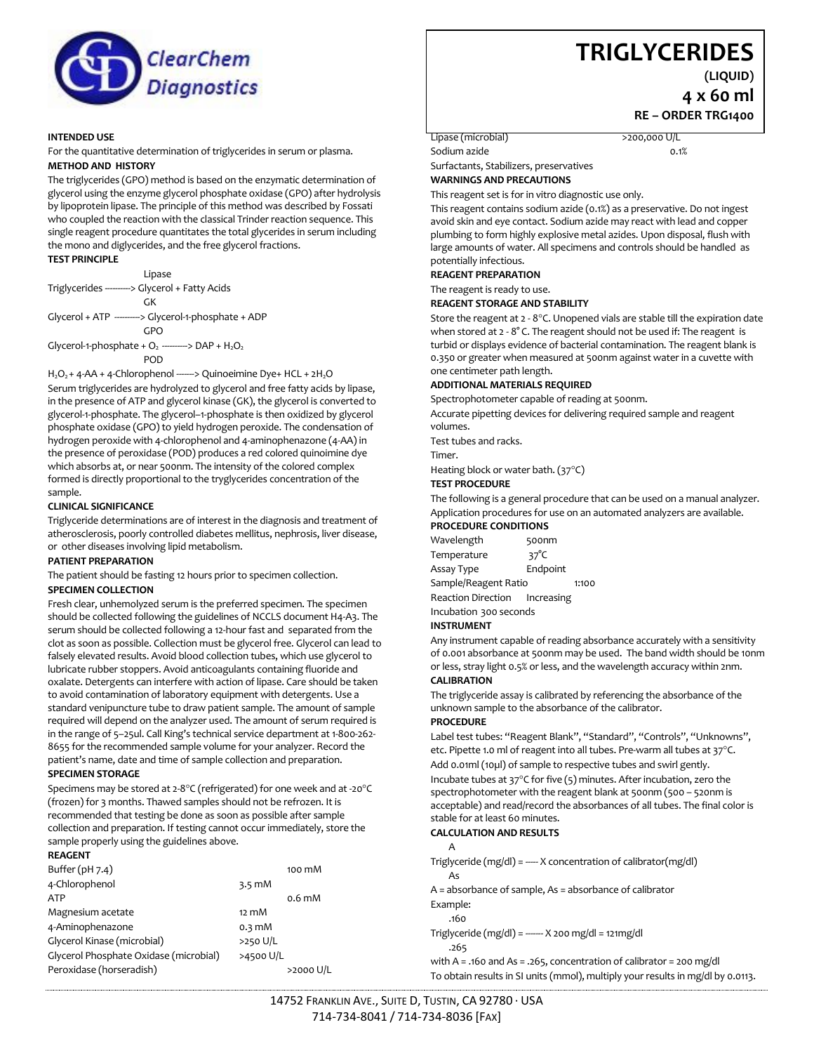# TRIGLYCERIDES

**(LIQUID)**

**4 x 60 ml**

**RE – ORDER TRG1400**

**INTENDED USE**

For the quantitative determination of triglycerides in serum or plasma.

**METHOD AND HISTORY**

The triglycerides (GPO) method is based on the enzymatic determination of glycerol using the enzyme glycerol phosphate oxidase (GPO) after hydrolysis by lipoprotein lipase. The principle of this method was described by Fossati who coupled the reaction with the classical Trinder reaction sequence. This single reagent procedure quantitates the total glycerides in serum including the mono and diglycerides, and the free glycerol fractions.

**TEST PRINCIPLE**

Triglycerides --Lipase--> Glycerol + Fatty Acids

Glycerol + ATP --GK--> Glycerol-1-phosphate + ADP

Glycerol-1-phosphate + $O_2$ --GPO--> DAP + $H_2O_2$

$H_2O_2$ + 4-AA + 4-Chlorophenol --POD--> Quinoeimine Dye+ HCL + $2H_2O$

Serum triglycerides are hydrolyzed to glycerol and free fatty acids by lipase, in the presence of ATP and glycerol kinase (GK), the glycerol is converted to glycerol-1-phosphate. The glycerol–1-phosphate is then oxidized by glycerol phosphate oxidase (GPO) to yield hydrogen peroxide. The condensation of hydrogen peroxide with 4-chlorophenol and 4-aminophenazone (4-AA) in the presence of peroxidase (POD) produces a red colored quinoimine dye which absorbs at, or near 500nm. The intensity of the colored complex formed is directly proportional to the tryglycerides concentration of the sample.

**CLINICAL SIGNIFICANCE**

Triglyceride determinations are of interest in the diagnosis and treatment of atherosclerosis, poorly controlled diabetes mellitus, nephrosis, liver disease, or other diseases involving lipid metabolism.

**PATIENT PREPARATION**

The patient should be fasting 12 hours prior to specimen collection.

**SPECIMEN COLLECTION**

Fresh clear, unhemolyzed serum is the preferred specimen. The specimen should be collected following the guidelines of NCCLS document H4-A3. The serum should be collected following a 12-hour fast and separated from the clot as soon as possible. Collection must be glycerol free. Glycerol can lead to falsely elevated results. Avoid blood collection tubes, which use glycerol to lubricate rubber stoppers. Avoid anticoagulants containing fluoride and oxalate. Detergents can interfere with action of lipase. Care should be taken to avoid contamination of laboratory equipment with detergents. Use a standard venipuncture tube to draw patient sample. The amount of sample required will depend on the analyzer used. The amount of serum required is in the range of 5–25ul. Call King's technical service department at 1-800-262-8655 for the recommended sample volume for your analyzer. Record the patient's name, date and time of sample collection and preparation.

**SPECIMEN STORAGE**

Specimens may be stored at 2-8°C (refrigerated) for one week and at -20°C (frozen) for 3 months. Thawed samples should not be refrozen. It is recommended that testing be done as soon as possible after sample collection and preparation. If testing cannot occur immediately, store the sample properly using the guidelines above.

**REAGENT**

| Component | Concentration |
|---|---|
| Buffer (pH 7.4) | 100 mM |
| 4-Chlorophenol | 3.5 mM |
| ATP | 0.6 mM |
| Magnesium acetate | 12 mM |
| 4-Aminophenazone | 0.3 mM |
| Glycerol Kinase (microbial) | >250 U/L |
| Glycerol Phosphate Oxidase (microbial) | >4500 U/L |
| Peroxidase (horseradish) | >2000 U/L |
| Lipase (microbial) | >200,000 U/L |
| Sodium azide | 0.1% |

Surfactants, Stabilizers, preservatives

**WARNINGS AND PRECAUTIONS**

This reagent set is for in vitro diagnostic use only.

This reagent contains sodium azide (0.1%) as a preservative. Do not ingest avoid skin and eye contact. Sodium azide may react with lead and copper plumbing to form highly explosive metal azides. Upon disposal, flush with large amounts of water. All specimens and controls should be handled as potentially infectious.

**REAGENT PREPARATION**

The reagent is ready to use.

**REAGENT STORAGE AND STABILITY**

Store the reagent at 2 - 8°C. Unopened vials are stable till the expiration date when stored at 2 - 8° C. The reagent should not be used if: The reagent is turbid or displays evidence of bacterial contamination. The reagent blank is 0.350 or greater when measured at 500nm against water in a cuvette with one centimeter path length.

**ADDITIONAL MATERIALS REQUIRED**

Spectrophotometer capable of reading at 500nm.

Accurate pipetting devices for delivering required sample and reagent volumes.

Test tubes and racks.

Timer.

Heating block or water bath. (37°C)

**TEST PROCEDURE**

The following is a general procedure that can be used on a manual analyzer. Application procedures for use on an automated analyzers are available.

**PROCEDURE CONDITIONS**

| | |
|---|---|
| Wavelength | 500nm |
| Temperature | 37°C |
| Assay Type | Endpoint |
| Sample/Reagent Ratio | 1:100 |
| Reaction Direction | Increasing |
| Incubation | 300 seconds |

**INSTRUMENT**

Any instrument capable of reading absorbance accurately with a sensitivity of 0.001 absorbance at 500nm may be used. The band width should be 10nm or less, stray light 0.5% or less, and the wavelength accuracy within 2nm.

**CALIBRATION**

The triglyceride assay is calibrated by referencing the absorbance of the unknown sample to the absorbance of the calibrator.

**PROCEDURE**

Label test tubes: "Reagent Blank", "Standard", "Controls", "Unknowns", etc. Pipette 1.0 ml of reagent into all tubes. Pre-warm all tubes at 37°C.

Add 0.01ml (10µl) of sample to respective tubes and swirl gently.

Incubate tubes at 37°C for five (5) minutes. After incubation, zero the spectrophotometer with the reagent blank at 500nm (500 – 520nm is acceptable) and read/record the absorbances of all tubes. The final color is stable for at least 60 minutes.

**CALCULATION AND RESULTS**

$$\text{Triglyceride (mg/dl)} = \frac{A}{As} \times \text{concentration of calibrator (mg/dl)}$$

A = absorbance of sample, As = absorbance of calibrator

Example:

$$\text{Triglyceride (mg/dl)} = \frac{.160}{.265} \times 200 \text{ mg/dl} = 121 \text{mg/dl}$$

with A = .160 and As = .265, concentration of calibrator = 200 mg/dl

To obtain results in SI units (mmol), multiply your results in mg/dl by 0.0113.

14752 Franklin Ave., Suite D, Tustin, CA 92780 · USA
714-734-8041 / 714-734-8036 [Fax]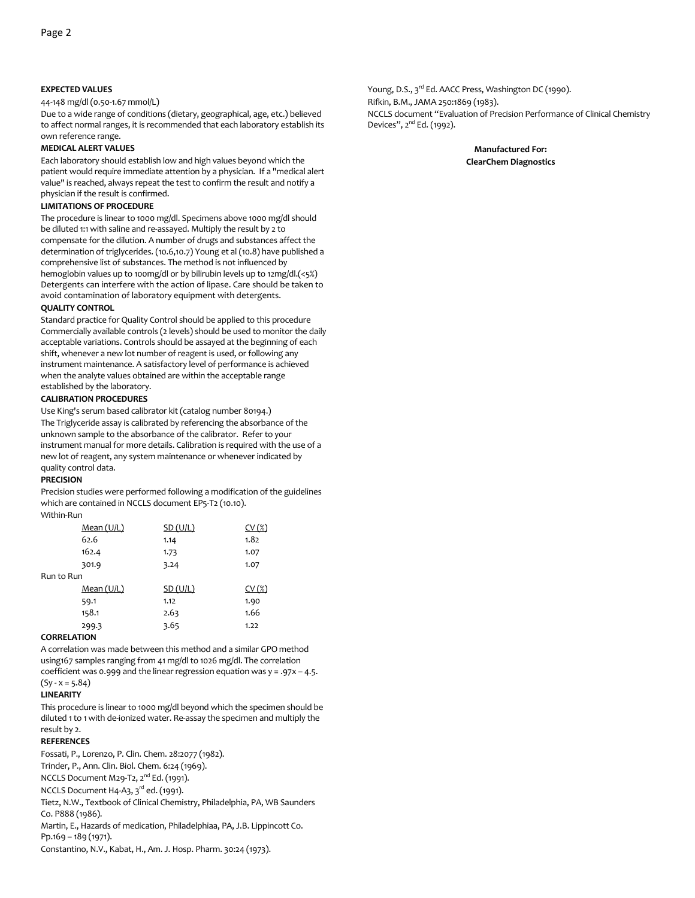## EXPECTED VALUES

44-148 mg/dl (0.50-1.67 mmol/L)

Due to a wide range of conditions (dietary, geographical, age, etc.) believed to affect normal ranges, it is recommended that each laboratory establish its own reference range.

## MEDICAL ALERT VALUES

Each laboratory should establish low and high values beyond which the patient would require immediate attention by a physician. If a "medical alert value" is reached, always repeat the test to confirm the result and notify a physician if the result is confirmed.

## LIMITATIONS OF PROCEDURE

The procedure is linear to 1000 mg/dl. Specimens above 1000 mg/dl should be diluted 1:1 with saline and re-assayed. Multiply the result by 2 to compensate for the dilution. A number of drugs and substances affect the determination of triglycerides. (10.6,10.7) Young et al (10.8) have published a comprehensive list of substances. The method is not influenced by hemoglobin values up to 100mg/dl or by bilirubin levels up to 12mg/dl.(<5%) Detergents can interfere with the action of lipase. Care should be taken to avoid contamination of laboratory equipment with detergents.

## QUALITY CONTROL

Standard practice for Quality Control should be applied to this procedure Commercially available controls (2 levels) should be used to monitor the daily acceptable variations. Controls should be assayed at the beginning of each shift, whenever a new lot number of reagent is used, or following any instrument maintenance. A satisfactory level of performance is achieved when the analyte values obtained are within the acceptable range established by the laboratory.

## CALIBRATION PROCEDURES

Use King's serum based calibrator kit (catalog number 80194.)

The Triglyceride assay is calibrated by referencing the absorbance of the unknown sample to the absorbance of the calibrator. Refer to your instrument manual for more details. Calibration is required with the use of a new lot of reagent, any system maintenance or whenever indicated by quality control data.

## PRECISION

Precision studies were performed following a modification of the guidelines which are contained in NCCLS document EP5-T2 (10.10).

Within-Run

| Mean (U/L) | SD (U/L) | CV (%) |
|---|---|---|
| 62.6 | 1.14 | 1.82 |
| 162.4 | 1.73 | 1.07 |
| 301.9 | 3.24 | 1.07 |

Run to Run

| Mean (U/L) | SD (U/L) | CV (%) |
|---|---|---|
| 59.1 | 1.12 | 1.90 |
| 158.1 | 2.63 | 1.66 |
| 299.3 | 3.65 | 1.22 |

## CORRELATION

A correlation was made between this method and a similar GPO method using167 samples ranging from 41 mg/dl to 1026 mg/dl. The correlation coefficient was 0.999 and the linear regression equation was $y = .97x - 4.5$. $(Sy - x = 5.84)$

## LINEARITY

This procedure is linear to 1000 mg/dl beyond which the specimen should be diluted 1 to 1 with de-ionized water. Re-assay the specimen and multiply the result by 2.

## REFERENCES

Fossati, P., Lorenzo, P. Clin. Chem. 28:2077 (1982).

Trinder, P., Ann. Clin. Biol. Chem. 6:24 (1969).

NCCLS Document M29-T2, 2nd Ed. (1991).

NCCLS Document H4-A3, 3rd ed. (1991).

Tietz, N.W., Textbook of Clinical Chemistry, Philadelphia, PA, WB Saunders Co. P888 (1986).

Martin, E., Hazards of medication, Philadelphiaa, PA, J.B. Lippincott Co. Pp.169 – 189 (1971).

Constantino, N.V., Kabat, H., Am. J. Hosp. Pharm. 30:24 (1973).

Young, D.S., 3rd Ed. AACC Press, Washington DC (1990).

Rifkin, B.M., JAMA 250:1869 (1983).

NCCLS document "Evaluation of Precision Performance of Clinical Chemistry Devices", 2nd Ed. (1992).

**Manufactured For:**
**ClearChem Diagnostics**